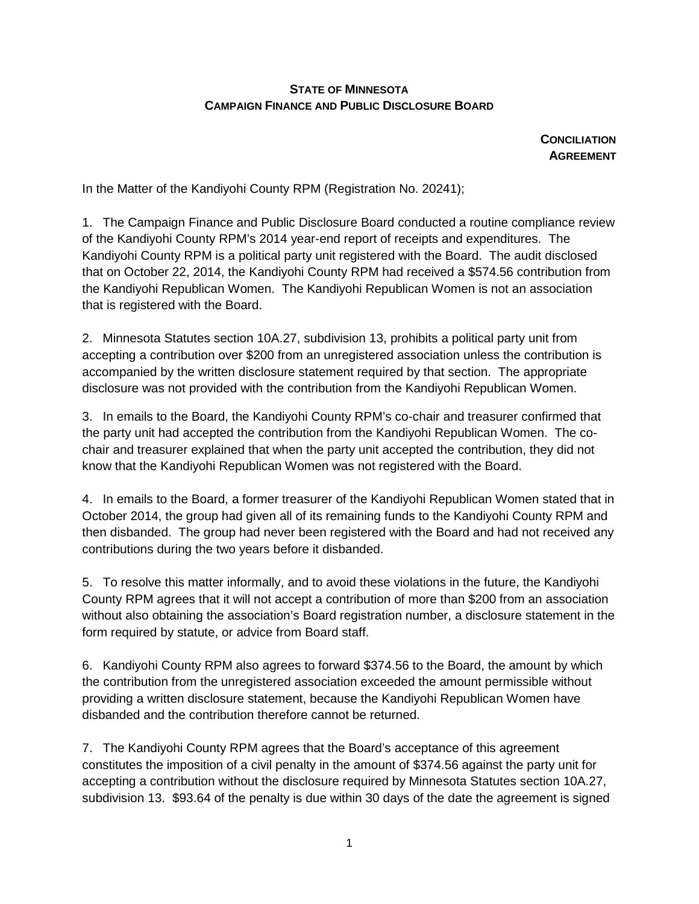**STATE OF MINNESOTA**
**CAMPAIGN FINANCE AND PUBLIC DISCLOSURE BOARD**

**CONCILIATION AGREEMENT**

In the Matter of the Kandiyohi County RPM (Registration No. 20241);

1. The Campaign Finance and Public Disclosure Board conducted a routine compliance review of the Kandiyohi County RPM's 2014 year-end report of receipts and expenditures. The Kandiyohi County RPM is a political party unit registered with the Board. The audit disclosed that on October 22, 2014, the Kandiyohi County RPM had received a $574.56 contribution from the Kandiyohi Republican Women. The Kandiyohi Republican Women is not an association that is registered with the Board.

2. Minnesota Statutes section 10A.27, subdivision 13, prohibits a political party unit from accepting a contribution over $200 from an unregistered association unless the contribution is accompanied by the written disclosure statement required by that section. The appropriate disclosure was not provided with the contribution from the Kandiyohi Republican Women.

3. In emails to the Board, the Kandiyohi County RPM's co-chair and treasurer confirmed that the party unit had accepted the contribution from the Kandiyohi Republican Women. The co-chair and treasurer explained that when the party unit accepted the contribution, they did not know that the Kandiyohi Republican Women was not registered with the Board.

4. In emails to the Board, a former treasurer of the Kandiyohi Republican Women stated that in October 2014, the group had given all of its remaining funds to the Kandiyohi County RPM and then disbanded. The group had never been registered with the Board and had not received any contributions during the two years before it disbanded.

5. To resolve this matter informally, and to avoid these violations in the future, the Kandiyohi County RPM agrees that it will not accept a contribution of more than $200 from an association without also obtaining the association's Board registration number, a disclosure statement in the form required by statute, or advice from Board staff.

6. Kandiyohi County RPM also agrees to forward $374.56 to the Board, the amount by which the contribution from the unregistered association exceeded the amount permissible without providing a written disclosure statement, because the Kandiyohi Republican Women have disbanded and the contribution therefore cannot be returned.

7. The Kandiyohi County RPM agrees that the Board's acceptance of this agreement constitutes the imposition of a civil penalty in the amount of $374.56 against the party unit for accepting a contribution without the disclosure required by Minnesota Statutes section 10A.27, subdivision 13. $93.64 of the penalty is due within 30 days of the date the agreement is signed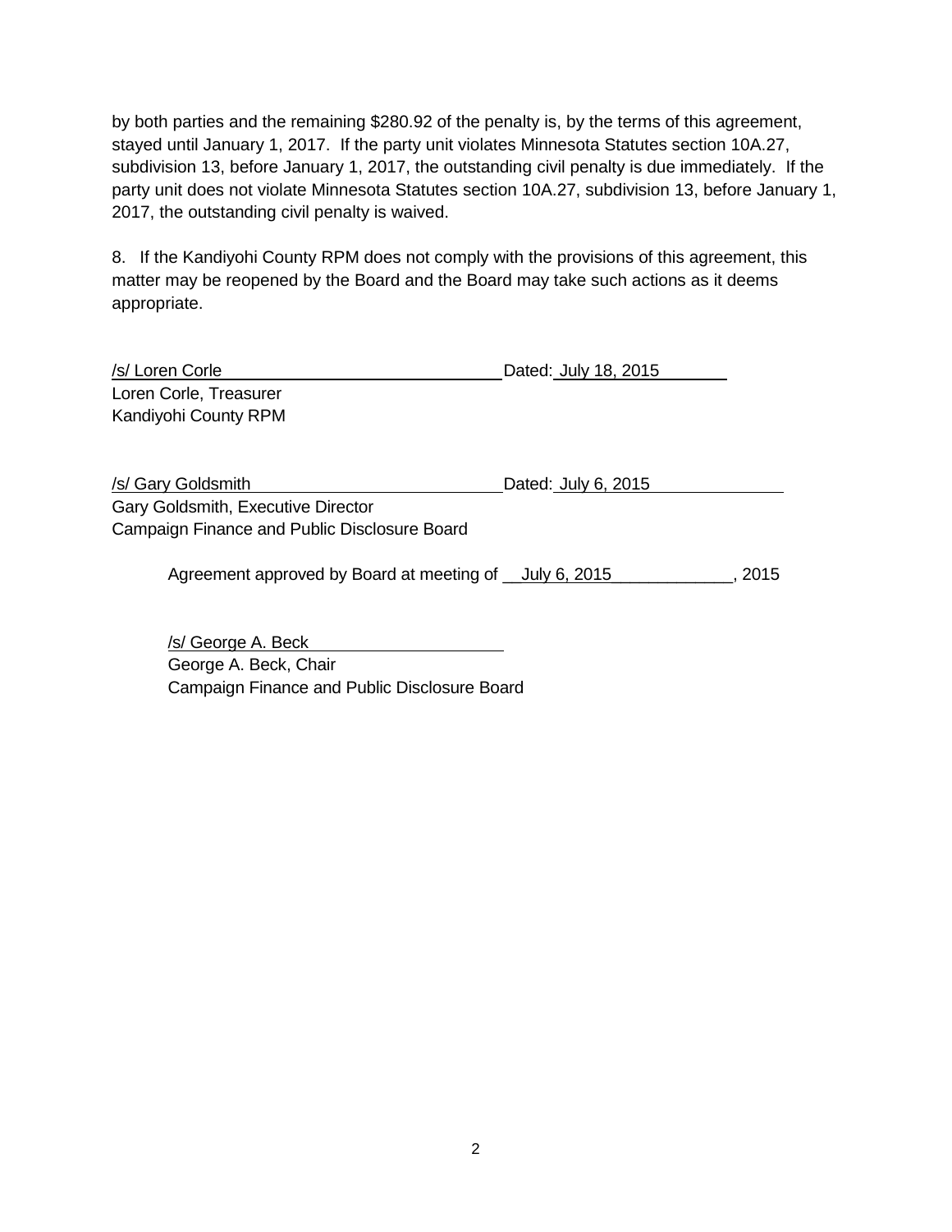by both parties and the remaining $280.92 of the penalty is, by the terms of this agreement, stayed until January 1, 2017. If the party unit violates Minnesota Statutes section 10A.27, subdivision 13, before January 1, 2017, the outstanding civil penalty is due immediately. If the party unit does not violate Minnesota Statutes section 10A.27, subdivision 13, before January 1, 2017, the outstanding civil penalty is waived.

8. If the Kandiyohi County RPM does not comply with the provisions of this agreement, this matter may be reopened by the Board and the Board may take such actions as it deems appropriate.

/s/ Loren Corle Dated: July 18, 2015
Loren Corle, Treasurer
Kandiyohi County RPM

/s/ Gary Goldsmith Dated: July 6, 2015
Gary Goldsmith, Executive Director
Campaign Finance and Public Disclosure Board

Agreement approved by Board at meeting of July 6, 2015, 2015

/s/ George A. Beck
George A. Beck, Chair
Campaign Finance and Public Disclosure Board